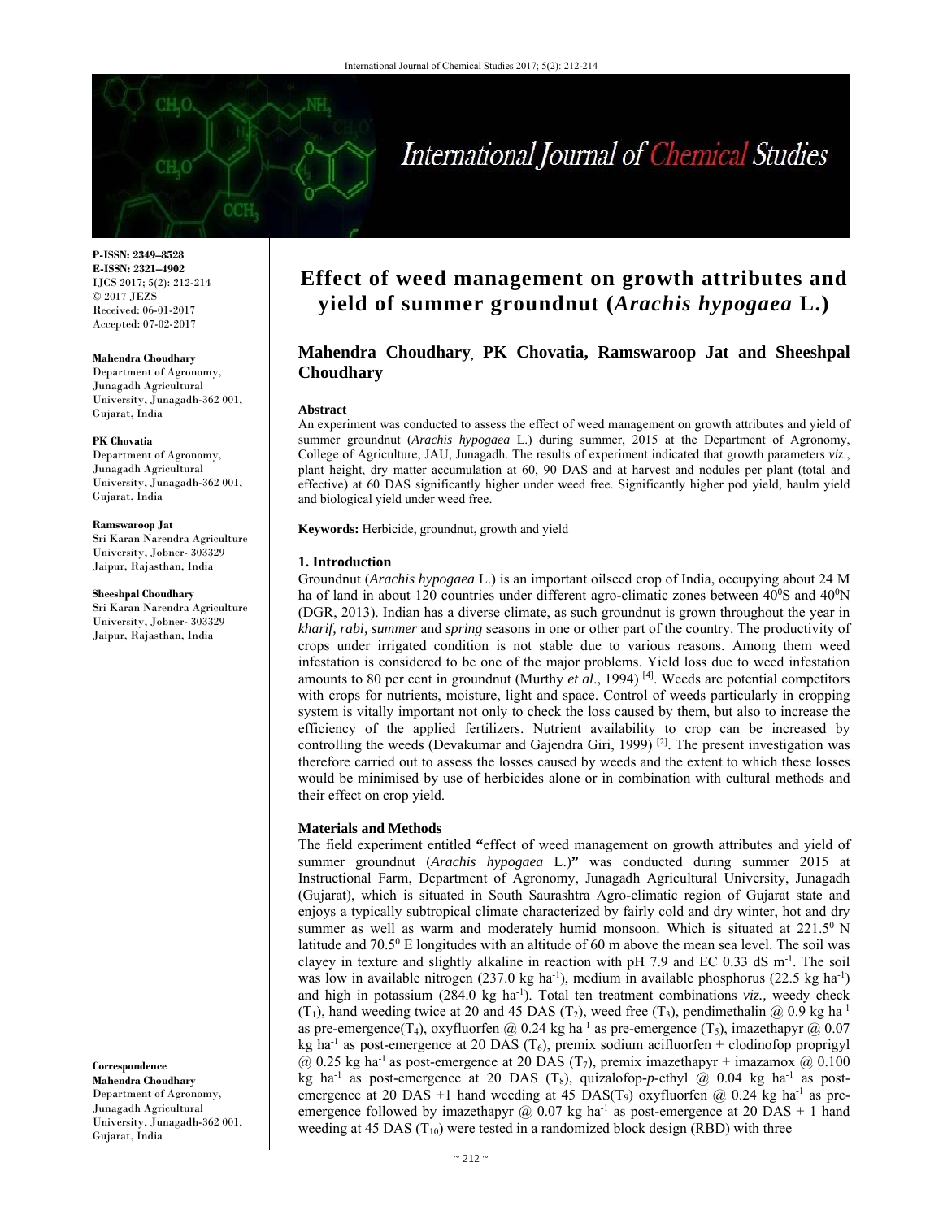P-ISSN: 2349–8528
E-ISSN: 2321–4902
IJCS 2017; 5(2): 212-214
© 2017 JEZS
Received: 06-01-2017
Accepted: 07-02-2017

**Mahendra Choudhary**
Department of Agronomy, Junagadh Agricultural University, Junagadh-362 001, Gujarat, India

**PK Chovatia**
Department of Agronomy, Junagadh Agricultural University, Junagadh-362 001, Gujarat, India

**Ramswaroop Jat**
Sri Karan Narendra Agriculture University, Jobner- 303329 Jaipur, Rajasthan, India

**Sheeshpal Choudhary**
Sri Karan Narendra Agriculture University, Jobner- 303329 Jaipur, Rajasthan, India

**Correspondence**
**Mahendra Choudhary**
Department of Agronomy, Junagadh Agricultural University, Junagadh-362 001, Gujarat, India

# Effect of weed management on growth attributes and yield of summer groundnut (*Arachis hypogaea* L.)

**Mahendra Choudhary, PK Chovatia, Ramswaroop Jat and Sheeshpal Choudhary**

**Abstract**

An experiment was conducted to assess the effect of weed management on growth attributes and yield of summer groundnut (*Arachis hypogaea* L.) during summer, 2015 at the Department of Agronomy, College of Agriculture, JAU, Junagadh. The results of experiment indicated that growth parameters *viz.*, plant height, dry matter accumulation at 60, 90 DAS and at harvest and nodules per plant (total and effective) at 60 DAS significantly higher under weed free. Significantly higher pod yield, haulm yield and biological yield under weed free.

**Keywords:** Herbicide, groundnut, growth and yield

## 1. Introduction

Groundnut (*Arachis hypogaea* L.) is an important oilseed crop of India, occupying about 24 M ha of land in about 120 countries under different agro-climatic zones between $40^0$S and $40^0$N (DGR, 2013). Indian has a diverse climate, as such groundnut is grown throughout the year in *kharif, rabi, summer* and *spring* seasons in one or other part of the country. The productivity of crops under irrigated condition is not stable due to various reasons. Among them weed infestation is considered to be one of the major problems. Yield loss due to weed infestation amounts to 80 per cent in groundnut (Murthy *et al*., 1994) [4]. Weeds are potential competitors with crops for nutrients, moisture, light and space. Control of weeds particularly in cropping system is vitally important not only to check the loss caused by them, but also to increase the efficiency of the applied fertilizers. Nutrient availability to crop can be increased by controlling the weeds (Devakumar and Gajendra Giri, 1999) [2]. The present investigation was therefore carried out to assess the losses caused by weeds and the extent to which these losses would be minimised by use of herbicides alone or in combination with cultural methods and their effect on crop yield.

## Materials and Methods

The field experiment entitled **"**effect of weed management on growth attributes and yield of summer groundnut (*Arachis hypogaea* L.)**"** was conducted during summer 2015 at Instructional Farm, Department of Agronomy, Junagadh Agricultural University, Junagadh (Gujarat), which is situated in South Saurashtra Agro-climatic region of Gujarat state and enjoys a typically subtropical climate characterized by fairly cold and dry winter, hot and dry summer as well as warm and moderately humid monsoon. Which is situated at $221.5^0$ N latitude and $70.5^0$ E longitudes with an altitude of 60 m above the mean sea level. The soil was clayey in texture and slightly alkaline in reaction with pH 7.9 and EC 0.33 dS $m^{-1}$. The soil was low in available nitrogen (237.0 kg $ha^{-1}$), medium in available phosphorus (22.5 kg $ha^{-1}$) and high in potassium (284.0 kg $ha^{-1}$). Total ten treatment combinations *viz.,* weedy check ($T_1$), hand weeding twice at 20 and 45 DAS ($T_2$), weed free ($T_3$), pendimethalin @ 0.9 kg $ha^{-1}$ as pre-emergence($T_4$), oxyfluorfen @ 0.24 kg $ha^{-1}$ as pre-emergence ($T_5$), imazethapyr @ 0.07 kg $ha^{-1}$ as post-emergence at 20 DAS ($T_6$), premix sodium acifluorfen + clodinofop proprigyl @ 0.25 kg $ha^{-1}$ as post-emergence at 20 DAS ($T_7$), premix imazethapyr + imazamox @ 0.100 kg $ha^{-1}$ as post-emergence at 20 DAS ($T_8$), quizalofop-*p*-ethyl @ 0.04 kg $ha^{-1}$ as post-emergence at 20 DAS +1 hand weeding at 45 DAS($T_9$) oxyfluorfen @ 0.24 kg $ha^{-1}$ as pre-emergence followed by imazethapyr @ 0.07 kg $ha^{-1}$ as post-emergence at 20 DAS + 1 hand weeding at 45 DAS ($T_{10}$) were tested in a randomized block design (RBD) with three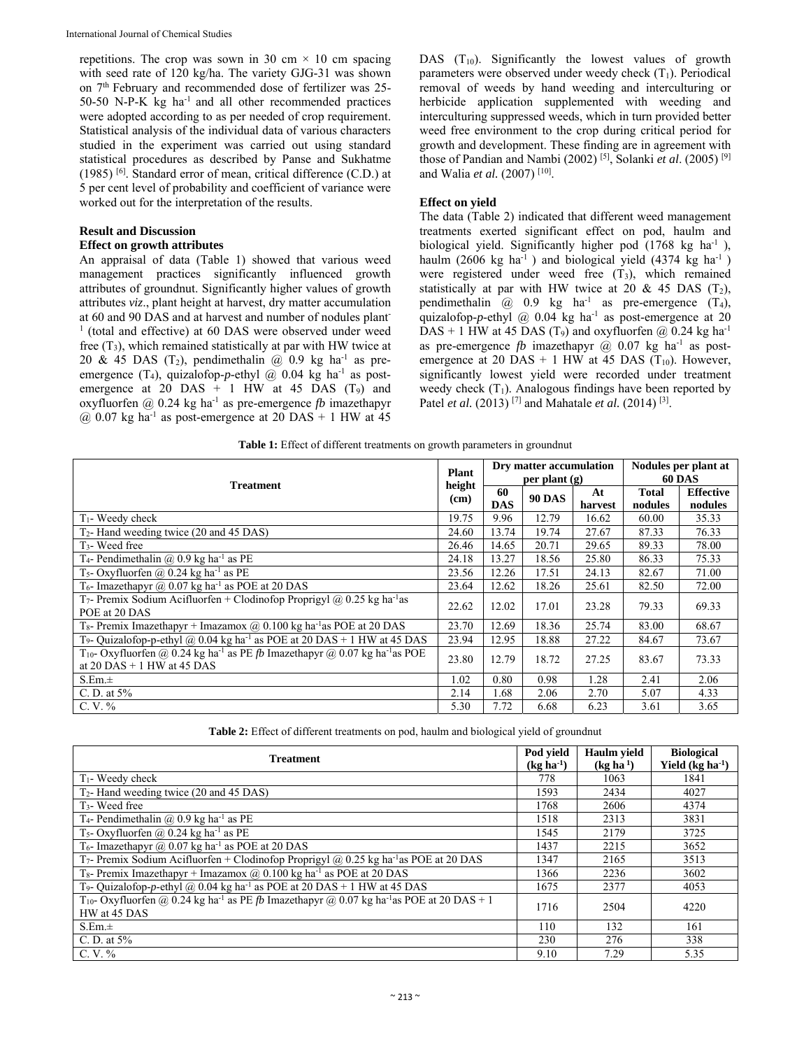repetitions. The crop was sown in 30 cm × 10 cm spacing with seed rate of 120 kg/ha. The variety GJG-31 was shown on 7th February and recommended dose of fertilizer was 25-50-50 N-P-K kg ha$^{-1}$ and all other recommended practices were adopted according to as per needed of crop requirement. Statistical analysis of the individual data of various characters studied in the experiment was carried out using standard statistical procedures as described by Panse and Sukhatme (1985) [6]. Standard error of mean, critical difference (C.D.) at 5 per cent level of probability and coefficient of variance were worked out for the interpretation of the results.

## Result and Discussion

### Effect on growth attributes

An appraisal of data (Table 1) showed that various weed management practices significantly influenced growth attributes of groundnut. Significantly higher values of growth attributes *viz*., plant height at harvest, dry matter accumulation at 60 and 90 DAS and at harvest and number of nodules plant$^{-1}$ (total and effective) at 60 DAS were observed under weed free ($T_3$), which remained statistically at par with HW twice at 20 & 45 DAS ($T_2$), pendimethalin @ 0.9 kg ha$^{-1}$ as pre-emergence ($T_4$), quizalofop-*p*-ethyl @ 0.04 kg ha$^{-1}$ as post-emergence at 20 DAS + 1 HW at 45 DAS ($T_9$) and oxyfluorfen @ 0.24 kg ha$^{-1}$ as pre-emergence *fb* imazethapyr @ 0.07 kg ha$^{-1}$ as post-emergence at 20 DAS + 1 HW at 45 DAS ($T_{10}$). Significantly the lowest values of growth parameters were observed under weedy check ($T_1$). Periodical removal of weeds by hand weeding and interculturing or herbicide application supplemented with weeding and interculturing suppressed weeds, which in turn provided better weed free environment to the crop during critical period for growth and development. These finding are in agreement with those of Pandian and Nambi (2002) [5], Solanki *et al*. (2005) [9] and Walia *et al.* (2007) [10].

### Effect on yield

The data (Table 2) indicated that different weed management treatments exerted significant effect on pod, haulm and biological yield. Significantly higher pod (1768 kg ha$^{-1}$ ), haulm (2606 kg ha$^{-1}$ ) and biological yield (4374 kg ha$^{-1}$ ) were registered under weed free ($T_3$), which remained statistically at par with HW twice at 20 & 45 DAS ($T_2$), pendimethalin @ 0.9 kg ha$^{-1}$ as pre-emergence ($T_4$), quizalofop-*p*-ethyl @ 0.04 kg ha$^{-1}$ as post-emergence at 20 DAS + 1 HW at 45 DAS ($T_9$) and oxyfluorfen @ 0.24 kg ha$^{-1}$ as pre-emergence *fb* imazethapyr @ 0.07 kg ha$^{-1}$ as post-emergence at 20 DAS + 1 HW at 45 DAS ($T_{10}$). However, significantly lowest yield were recorded under treatment weedy check ($T_1$). Analogous findings have been reported by Patel *et al.* (2013) [7] and Mahatale *et al.* (2014) [3].

**Table 1:** Effect of different treatments on growth parameters in groundnut

| Treatment | Plant height (cm) | Dry matter accumulation per plant (g) | | | Nodules per plant at 60 DAS | |
|---|---|---|---|---|---|---|
| | | 60 DAS | 90 DAS | At harvest | Total nodules | Effective nodules |
| $T_1$- Weedy check | 19.75 | 9.96 | 12.79 | 16.62 | 60.00 | 35.33 |
| $T_2$- Hand weeding twice (20 and 45 DAS) | 24.60 | 13.74 | 19.74 | 27.67 | 87.33 | 76.33 |
| $T_3$- Weed free | 26.46 | 14.65 | 20.71 | 29.65 | 89.33 | 78.00 |
| $T_4$- Pendimethalin @ 0.9 kg ha$^{-1}$ as PE | 24.18 | 13.27 | 18.56 | 25.80 | 86.33 | 75.33 |
| $T_5$- Oxyfluorfen @ 0.24 kg ha$^{-1}$ as PE | 23.56 | 12.26 | 17.51 | 24.13 | 82.67 | 71.00 |
| $T_6$- Imazethapyr @ 0.07 kg ha$^{-1}$ as POE at 20 DAS | 23.64 | 12.62 | 18.26 | 25.61 | 82.50 | 72.00 |
| $T_7$- Premix Sodium Acifluorfen + Clodinofop Proprigyl @ 0.25 kg ha$^{-1}$as POE at 20 DAS | 22.62 | 12.02 | 17.01 | 23.28 | 79.33 | 69.33 |
| $T_8$- Premix Imazethapyr + Imazamox @ 0.100 kg ha$^{-1}$as POE at 20 DAS | 23.70 | 12.69 | 18.36 | 25.74 | 83.00 | 68.67 |
| $T_9$- Quizalofop-p-ethyl @ 0.04 kg ha$^{-1}$ as POE at 20 DAS + 1 HW at 45 DAS | 23.94 | 12.95 | 18.88 | 27.22 | 84.67 | 73.67 |
| $T_{10}$- Oxyfluorfen @ 0.24 kg ha$^{-1}$ as PE *fb* Imazethapyr @ 0.07 kg ha$^{-1}$as POE at 20 DAS + 1 HW at 45 DAS | 23.80 | 12.79 | 18.72 | 27.25 | 83.67 | 73.33 |
| S.Em.± | 1.02 | 0.80 | 0.98 | 1.28 | 2.41 | 2.06 |
| C. D. at 5% | 2.14 | 1.68 | 2.06 | 2.70 | 5.07 | 4.33 |
| C. V. % | 5.30 | 7.72 | 6.68 | 6.23 | 3.61 | 3.65 |

**Table 2:** Effect of different treatments on pod, haulm and biological yield of groundnut

| Treatment | Pod yield (kg ha$^{-1}$) | Haulm yield (kg ha$^{-1}$) | Biological Yield (kg ha$^{-1}$) |
|---|---|---|---|
| $T_1$- Weedy check | 778 | 1063 | 1841 |
| $T_2$- Hand weeding twice (20 and 45 DAS) | 1593 | 2434 | 4027 |
| $T_3$- Weed free | 1768 | 2606 | 4374 |
| $T_4$- Pendimethalin @ 0.9 kg ha$^{-1}$ as PE | 1518 | 2313 | 3831 |
| $T_5$- Oxyfluorfen @ 0.24 kg ha$^{-1}$ as PE | 1545 | 2179 | 3725 |
| $T_6$- Imazethapyr @ 0.07 kg ha$^{-1}$ as POE at 20 DAS | 1437 | 2215 | 3652 |
| $T_7$- Premix Sodium Acifluorfen + Clodinofop Proprigyl @ 0.25 kg ha$^{-1}$as POE at 20 DAS | 1347 | 2165 | 3513 |
| $T_8$- Premix Imazethapyr + Imazamox @ 0.100 kg ha$^{-1}$as POE at 20 DAS | 1366 | 2236 | 3602 |
| $T_9$- Quizalofop-*p*-ethyl @ 0.04 kg ha$^{-1}$ as POE at 20 DAS + 1 HW at 45 DAS | 1675 | 2377 | 4053 |
| $T_{10}$- Oxyfluorfen @ 0.24 kg ha$^{-1}$ as PE *fb* Imazethapyr @ 0.07 kg ha$^{-1}$as POE at 20 DAS + 1 HW at 45 DAS | 1716 | 2504 | 4220 |
| S.Em.± | 110 | 132 | 161 |
| C. D. at 5% | 230 | 276 | 338 |
| C. V. % | 9.10 | 7.29 | 5.35 |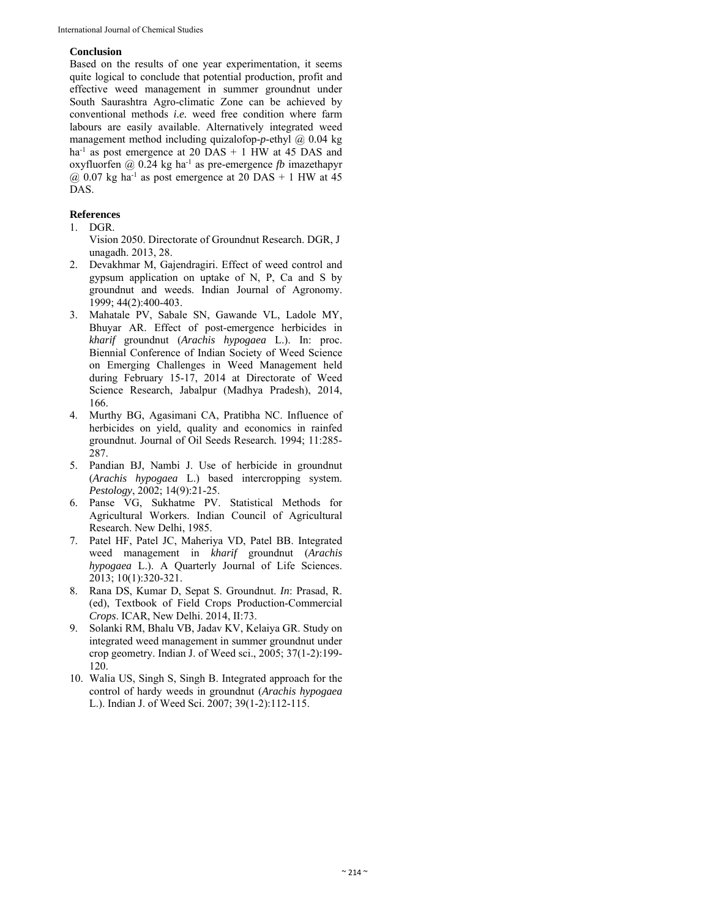## Conclusion

Based on the results of one year experimentation, it seems quite logical to conclude that potential production, profit and effective weed management in summer groundnut under South Saurashtra Agro-climatic Zone can be achieved by conventional methods *i.e.* weed free condition where farm labours are easily available. Alternatively integrated weed management method including quizalofop-*p*-ethyl @ 0.04 kg $ha^{-1}$ as post emergence at 20 DAS + 1 HW at 45 DAS and oxyfluorfen @ 0.24 kg $ha^{-1}$ as pre-emergence *fb* imazethapyr @ 0.07 kg $ha^{-1}$ as post emergence at 20 DAS + 1 HW at 45 DAS.

## References

1. DGR. Vision 2050. Directorate of Groundnut Research. DGR, Junagadh. 2013, 28.
2. Devakhmar M, Gajendragiri. Effect of weed control and gypsum application on uptake of N, P, Ca and S by groundnut and weeds. Indian Journal of Agronomy. 1999; 44(2):400-403.
3. Mahatale PV, Sabale SN, Gawande VL, Ladole MY, Bhuyar AR. Effect of post-emergence herbicides in *kharif* groundnut (*Arachis hypogaea* L.). In: proc. Biennial Conference of Indian Society of Weed Science on Emerging Challenges in Weed Management held during February 15-17, 2014 at Directorate of Weed Science Research, Jabalpur (Madhya Pradesh), 2014, 166.
4. Murthy BG, Agasimani CA, Pratibha NC. Influence of herbicides on yield, quality and economics in rainfed groundnut. Journal of Oil Seeds Research. 1994; 11:285-287.
5. Pandian BJ, Nambi J. Use of herbicide in groundnut (*Arachis hypogaea* L.) based intercropping system. *Pestology*, 2002; 14(9):21-25.
6. Panse VG, Sukhatme PV. Statistical Methods for Agricultural Workers. Indian Council of Agricultural Research. New Delhi, 1985.
7. Patel HF, Patel JC, Maheriya VD, Patel BB. Integrated weed management in *kharif* groundnut (*Arachis hypogaea* L.). A Quarterly Journal of Life Sciences. 2013; 10(1):320-321.
8. Rana DS, Kumar D, Sepat S. Groundnut. *In*: Prasad, R. (ed), Textbook of Field Crops Production-Commercial *Crops*. ICAR, New Delhi. 2014, II:73.
9. Solanki RM, Bhalu VB, Jadav KV, Kelaiya GR. Study on integrated weed management in summer groundnut under crop geometry. Indian J. of Weed sci., 2005; 37(1-2):199-120.
10. Walia US, Singh S, Singh B. Integrated approach for the control of hardy weeds in groundnut (*Arachis hypogaea* L.). Indian J. of Weed Sci. 2007; 39(1-2):112-115.